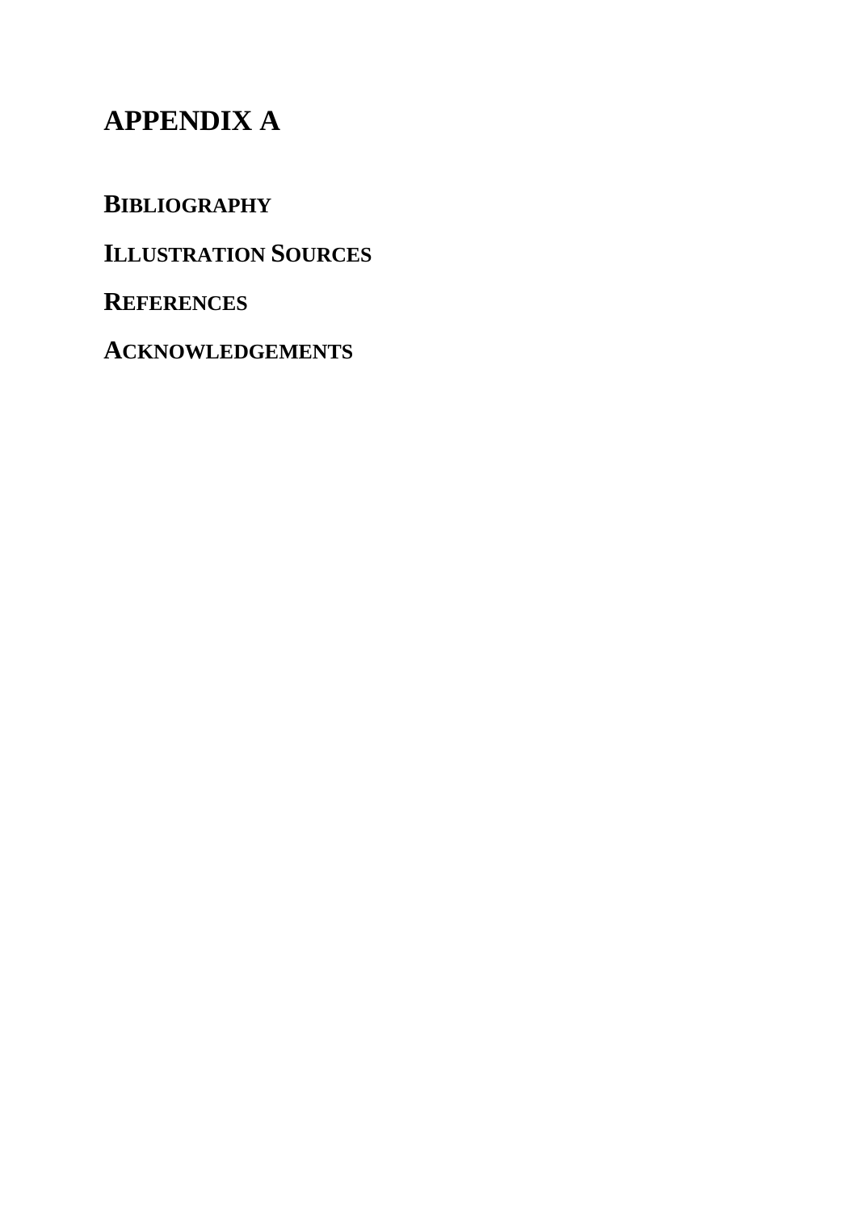# APPENDIX A

## BIBLIOGRAPHY

## ILLUSTRATION SOURCES

## REFERENCES

## ACKNOWLEDGEMENTS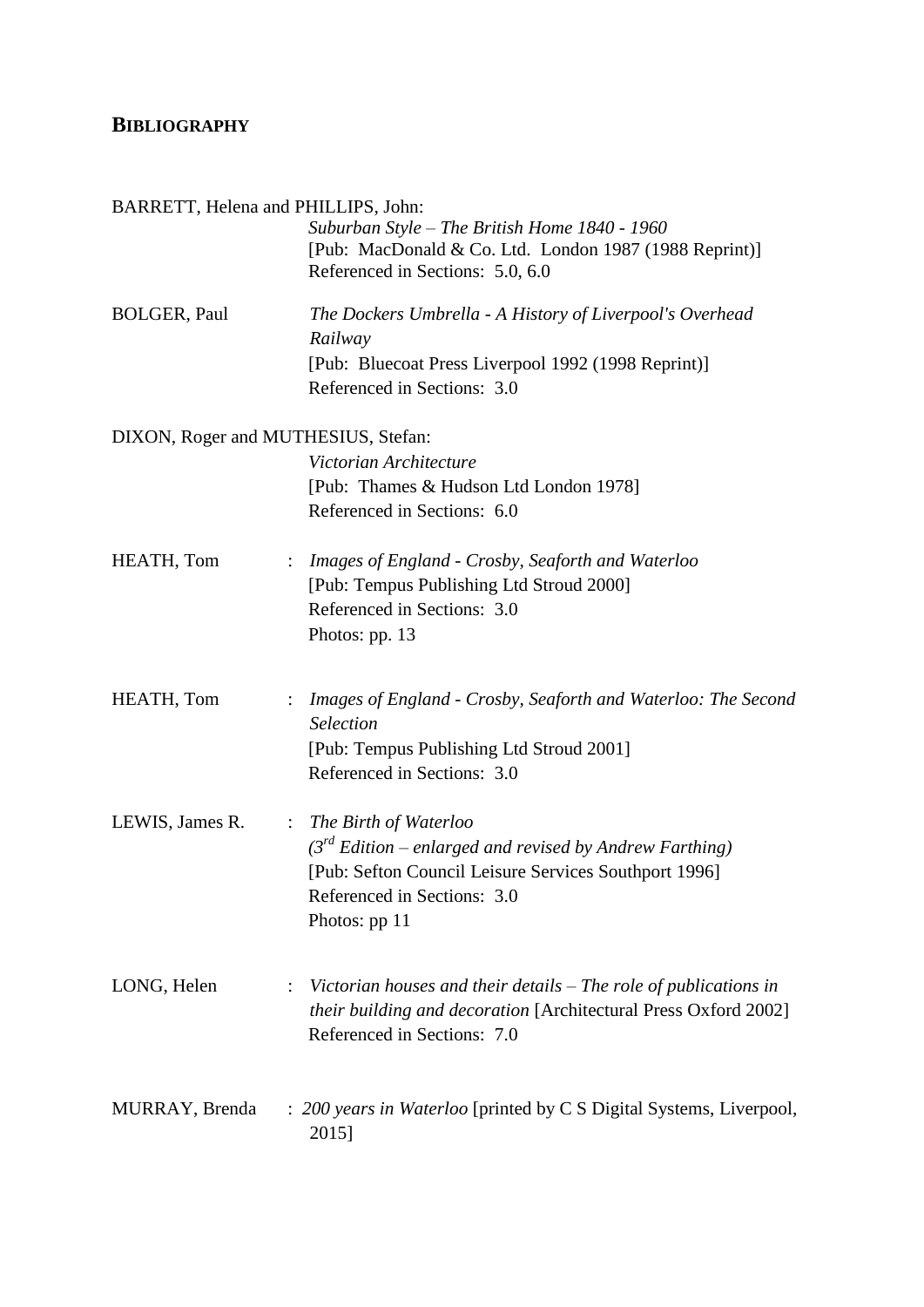## BIBLIOGRAPHY

BARRETT, Helena and PHILLIPS, John:
*Suburban Style – The British Home 1840 - 1960*
[Pub: MacDonald & Co. Ltd. London 1987 (1988 Reprint)]
Referenced in Sections: 5.0, 6.0

BOLGER, Paul
*The Dockers Umbrella - A History of Liverpool's Overhead Railway*
[Pub: Bluecoat Press Liverpool 1992 (1998 Reprint)]
Referenced in Sections: 3.0

DIXON, Roger and MUTHESIUS, Stefan:
*Victorian Architecture*
[Pub: Thames & Hudson Ltd London 1978]
Referenced in Sections: 6.0

HEATH, Tom : *Images of England - Crosby, Seaforth and Waterloo*
[Pub: Tempus Publishing Ltd Stroud 2000]
Referenced in Sections: 3.0
Photos: pp. 13

HEATH, Tom : *Images of England - Crosby, Seaforth and Waterloo: The Second Selection*
[Pub: Tempus Publishing Ltd Stroud 2001]
Referenced in Sections: 3.0

LEWIS, James R. : *The Birth of Waterloo*
*(3rd Edition – enlarged and revised by Andrew Farthing)*
[Pub: Sefton Council Leisure Services Southport 1996]
Referenced in Sections: 3.0
Photos: pp 11

LONG, Helen : *Victorian houses and their details – The role of publications in their building and decoration* [Architectural Press Oxford 2002]
Referenced in Sections: 7.0

MURRAY, Brenda : *200 years in Waterloo* [printed by C S Digital Systems, Liverpool, 2015]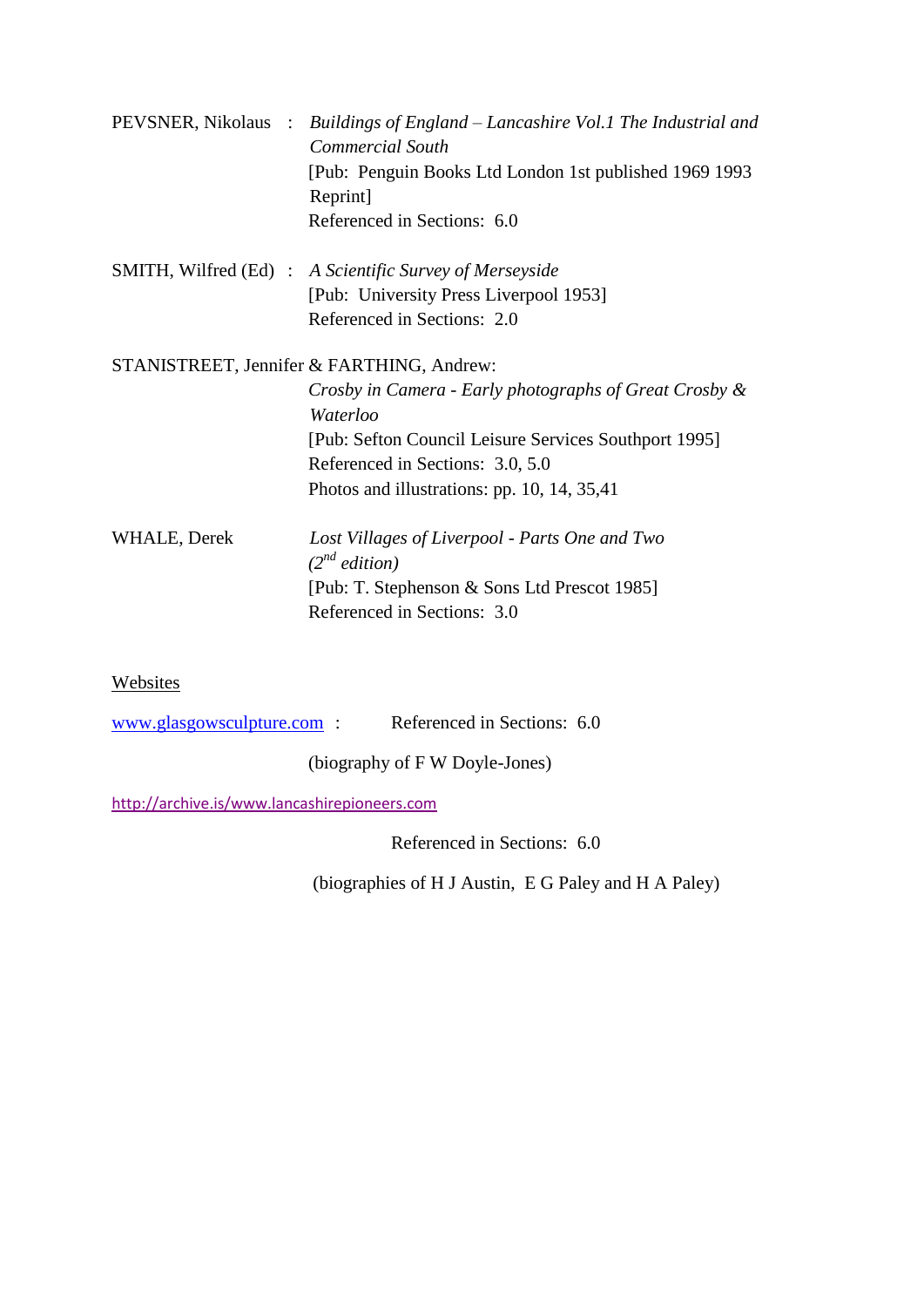PEVSNER, Nikolaus : *Buildings of England – Lancashire Vol.1 The Industrial and Commercial South*
[Pub: Penguin Books Ltd London 1st published 1969 1993 Reprint]
Referenced in Sections: 6.0

SMITH, Wilfred (Ed) : *A Scientific Survey of Merseyside*
[Pub: University Press Liverpool 1953]
Referenced in Sections: 2.0

STANISTREET, Jennifer & FARTHING, Andrew:
*Crosby in Camera - Early photographs of Great Crosby & Waterloo*
[Pub: Sefton Council Leisure Services Southport 1995]
Referenced in Sections: 3.0, 5.0
Photos and illustrations: pp. 10, 14, 35,41

WHALE, Derek *Lost Villages of Liverpool - Parts One and Two (2nd edition)*
[Pub: T. Stephenson & Sons Ltd Prescot 1985]
Referenced in Sections: 3.0

Websites

www.glasgowsculpture.com : Referenced in Sections: 6.0

(biography of F W Doyle-Jones)

http://archive.is/www.lancashirepioneers.com

Referenced in Sections: 6.0

(biographies of H J Austin, E G Paley and H A Paley)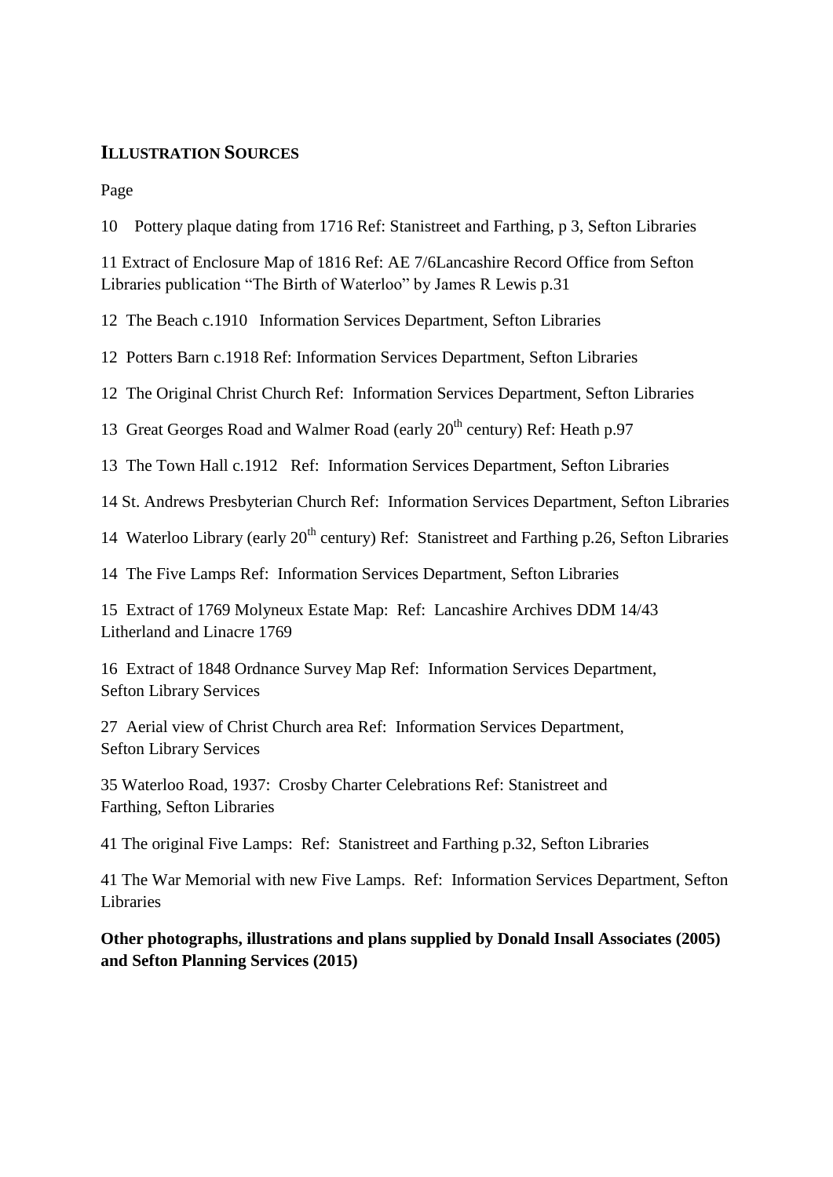## ILLUSTRATION SOURCES

Page

10 Pottery plaque dating from 1716 Ref: Stanistreet and Farthing, p 3, Sefton Libraries

11 Extract of Enclosure Map of 1816 Ref: AE 7/6Lancashire Record Office from Sefton Libraries publication "The Birth of Waterloo" by James R Lewis p.31

12 The Beach c.1910 Information Services Department, Sefton Libraries

12 Potters Barn c.1918 Ref: Information Services Department, Sefton Libraries

12 The Original Christ Church Ref: Information Services Department, Sefton Libraries

13 Great Georges Road and Walmer Road (early 20th century) Ref: Heath p.97

13 The Town Hall c.1912 Ref: Information Services Department, Sefton Libraries

14 St. Andrews Presbyterian Church Ref: Information Services Department, Sefton Libraries

14 Waterloo Library (early 20th century) Ref: Stanistreet and Farthing p.26, Sefton Libraries

14 The Five Lamps Ref: Information Services Department, Sefton Libraries

15 Extract of 1769 Molyneux Estate Map: Ref: Lancashire Archives DDM 14/43 Litherland and Linacre 1769

16 Extract of 1848 Ordnance Survey Map Ref: Information Services Department, Sefton Library Services

27 Aerial view of Christ Church area Ref: Information Services Department, Sefton Library Services

35 Waterloo Road, 1937: Crosby Charter Celebrations Ref: Stanistreet and Farthing, Sefton Libraries

41 The original Five Lamps: Ref: Stanistreet and Farthing p.32, Sefton Libraries

41 The War Memorial with new Five Lamps. Ref: Information Services Department, Sefton Libraries

**Other photographs, illustrations and plans supplied by Donald Insall Associates (2005) and Sefton Planning Services (2015)**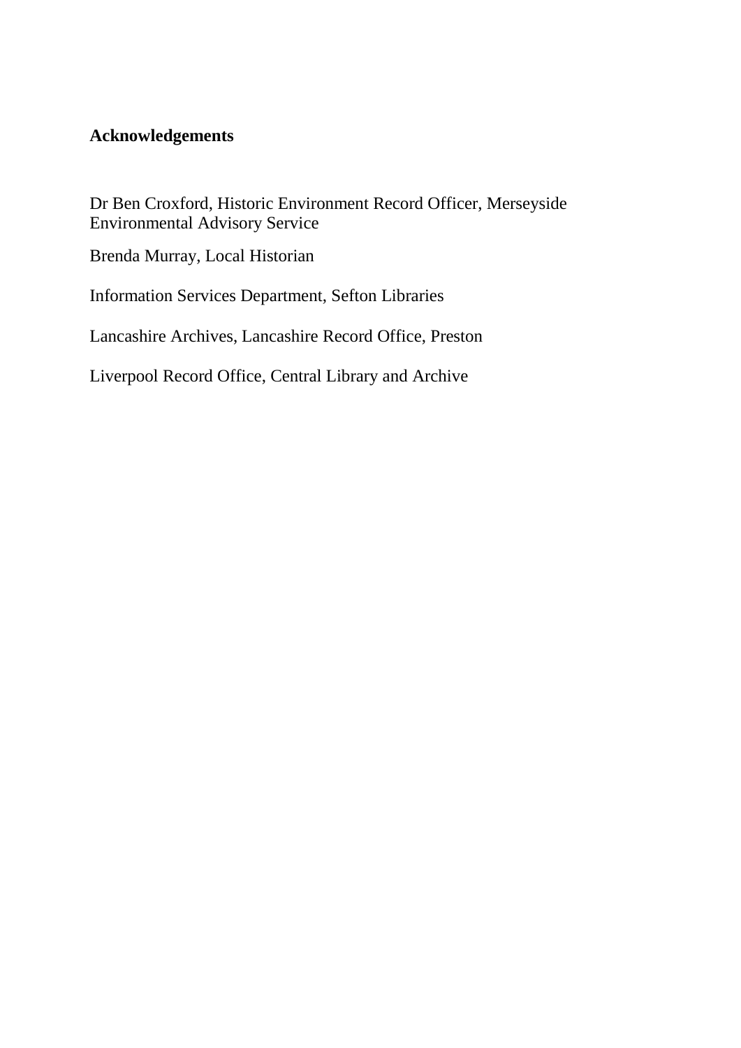## Acknowledgements

Dr Ben Croxford, Historic Environment Record Officer, Merseyside Environmental Advisory Service

Brenda Murray, Local Historian

Information Services Department, Sefton Libraries

Lancashire Archives, Lancashire Record Office, Preston

Liverpool Record Office, Central Library and Archive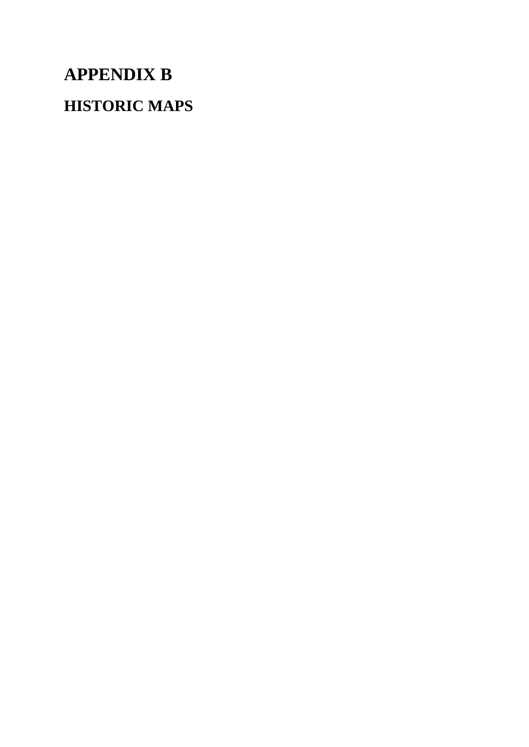# APPENDIX B

## HISTORIC MAPS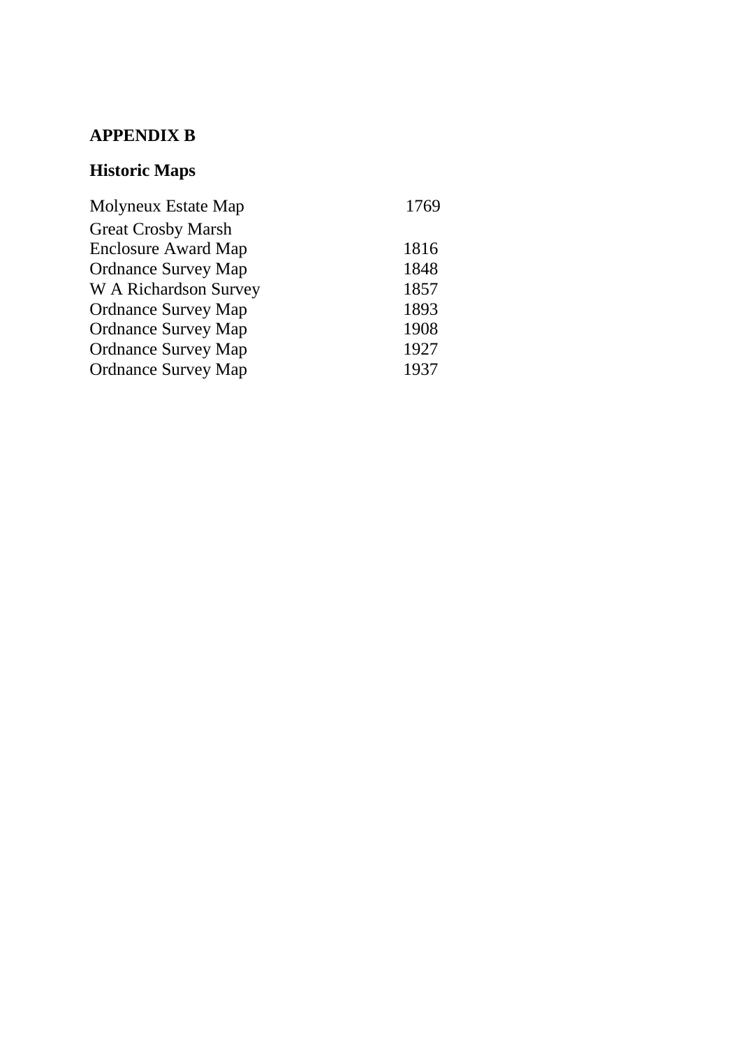# APPENDIX B

## Historic Maps

| | |
|---|---|
| Molyneux Estate Map | 1769 |
| Great Crosby Marsh Enclosure Award Map | 1816 |
| Ordnance Survey Map | 1848 |
| W A Richardson Survey | 1857 |
| Ordnance Survey Map | 1893 |
| Ordnance Survey Map | 1908 |
| Ordnance Survey Map | 1927 |
| Ordnance Survey Map | 1937 |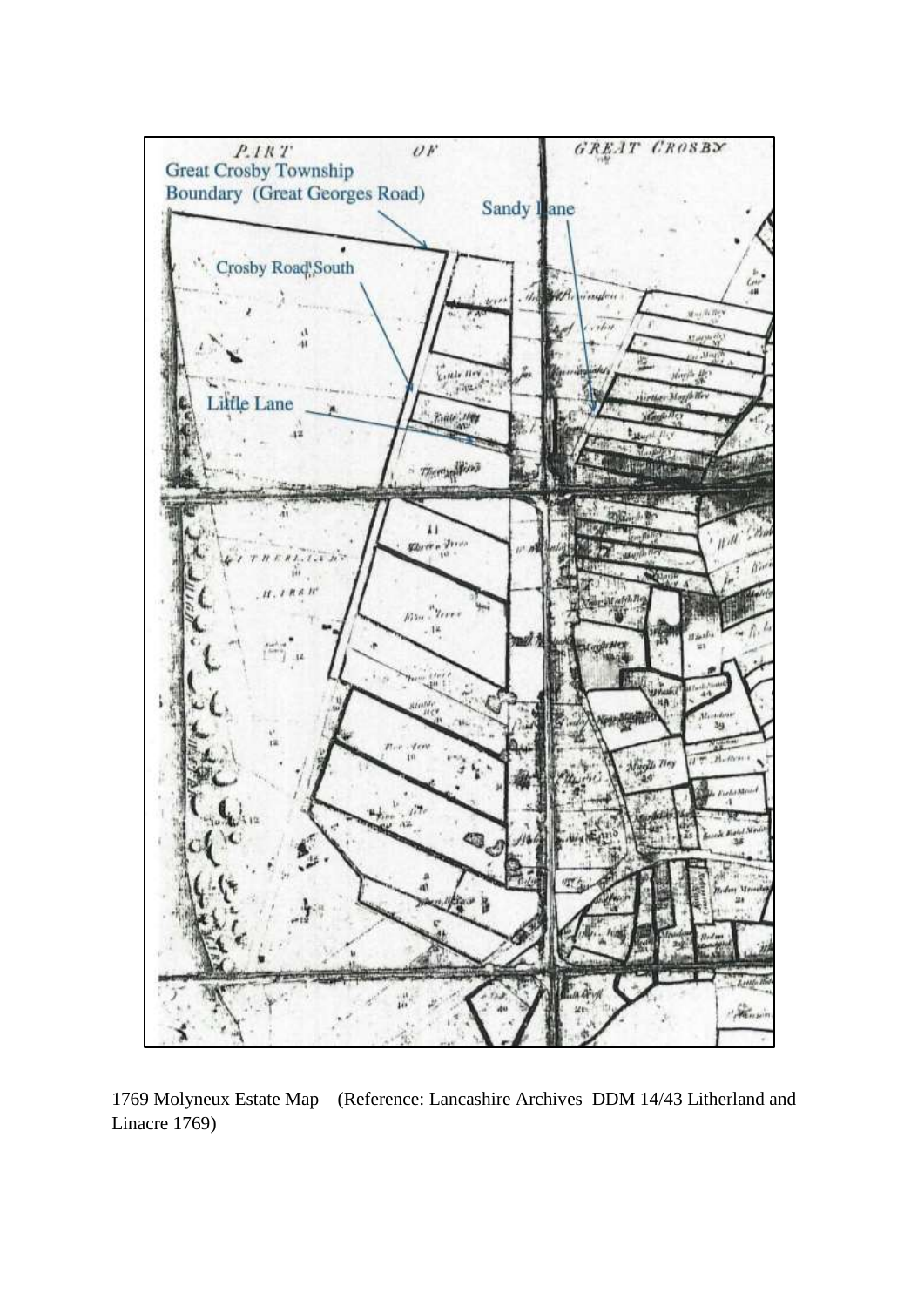1769 Molyneux Estate Map (Reference: Lancashire Archives DDM 14/43 Litherland and Linacre 1769)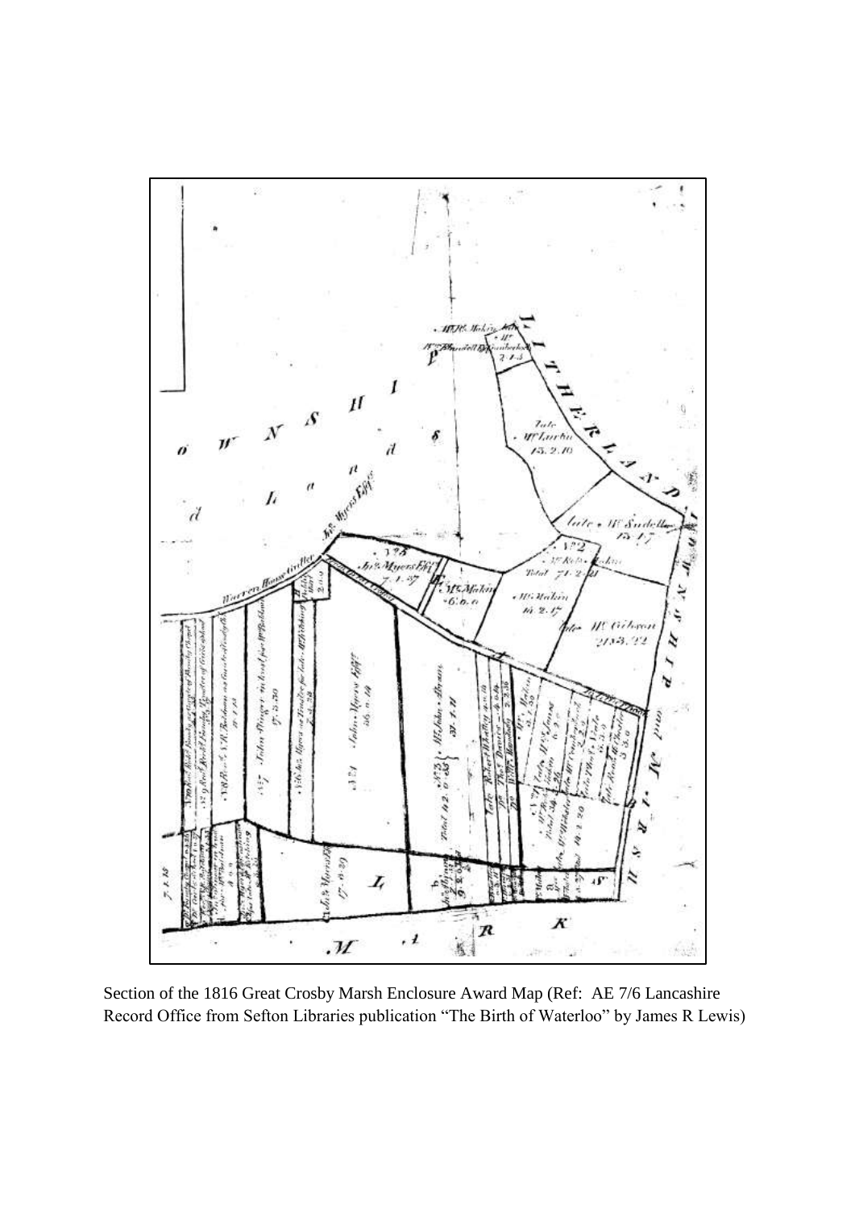Section of the 1816 Great Crosby Marsh Enclosure Award Map (Ref: AE 7/6 Lancashire Record Office from Sefton Libraries publication "The Birth of Waterloo" by James R Lewis)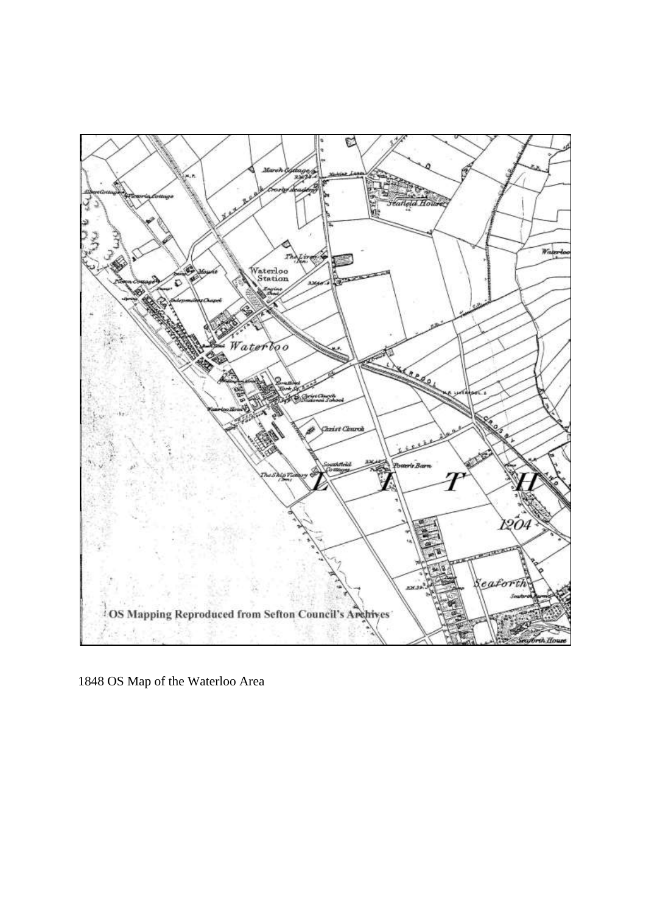1848 OS Map of the Waterloo Area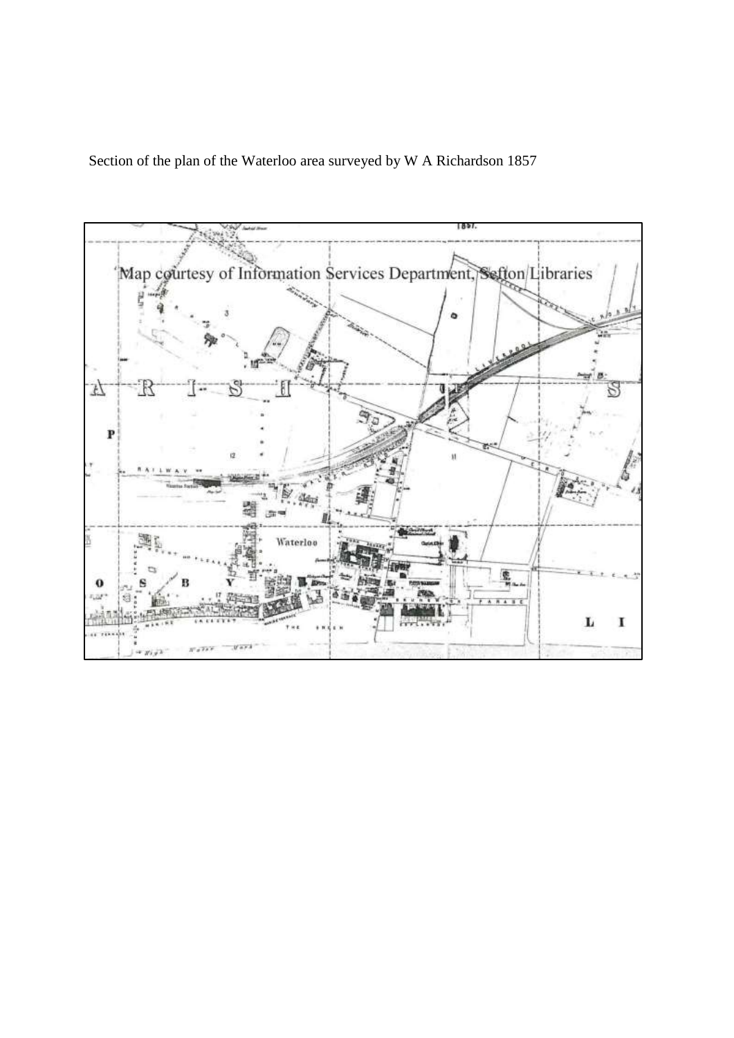Section of the plan of the Waterloo area surveyed by W A Richardson 1857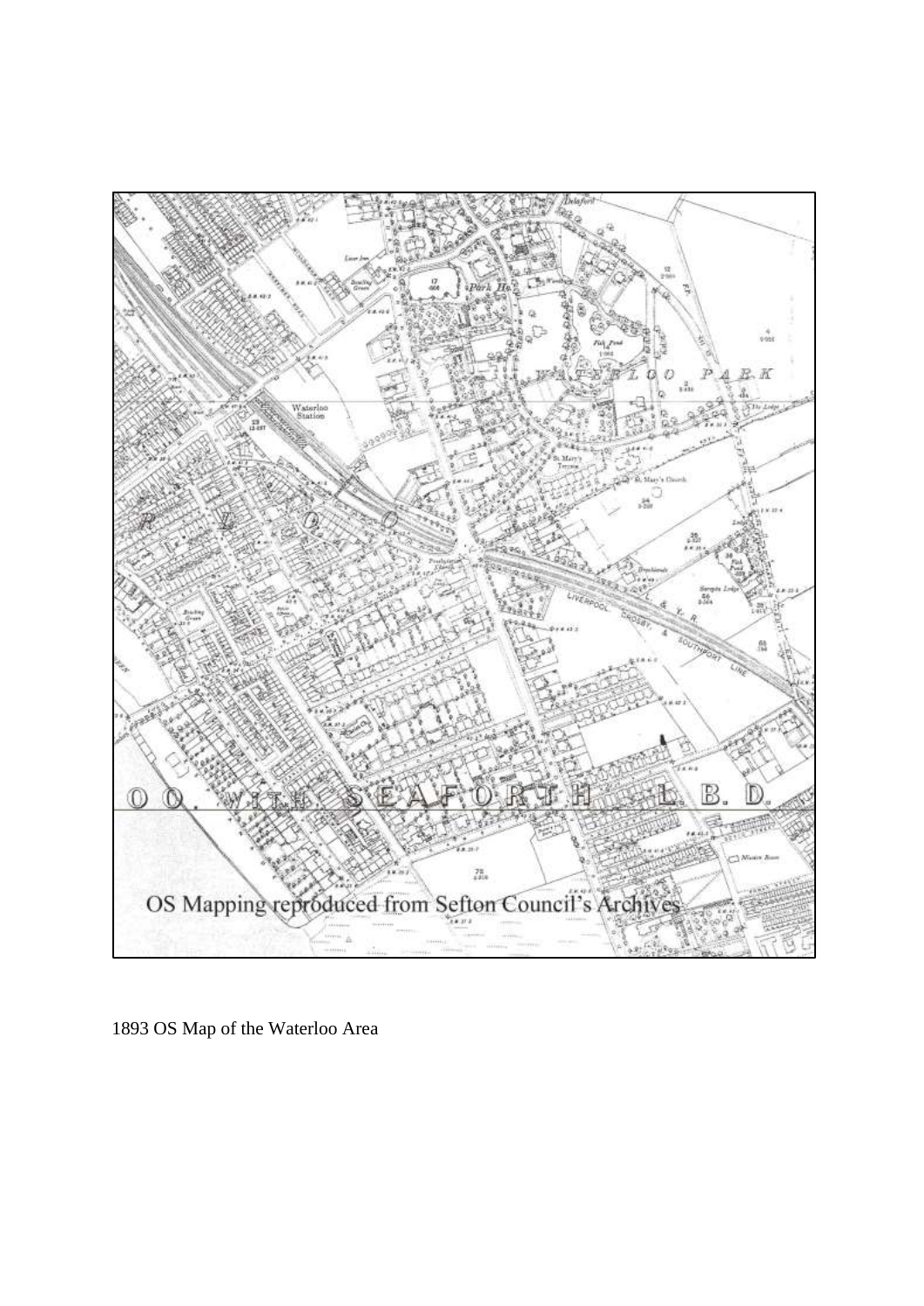1893 OS Map of the Waterloo Area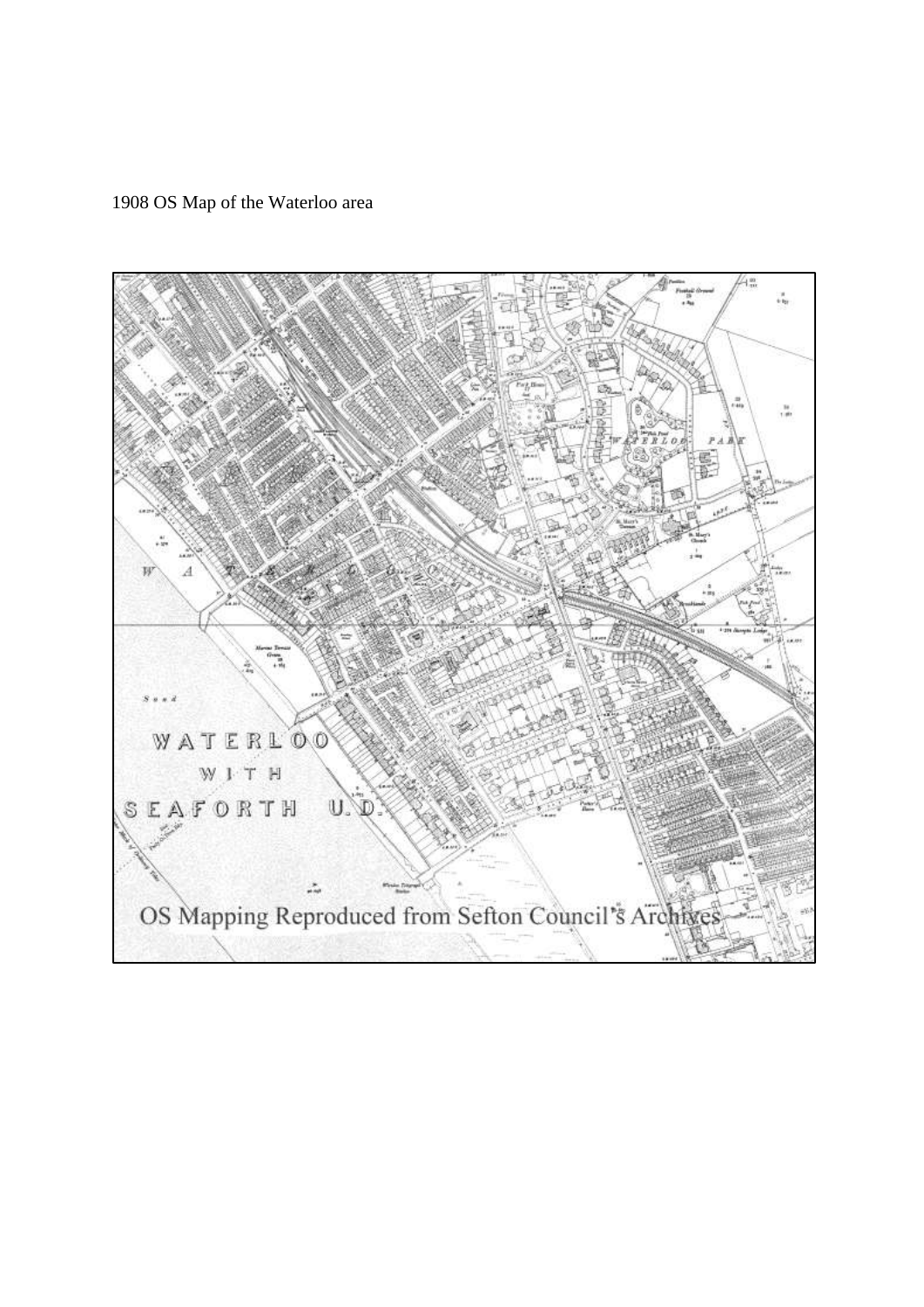1908 OS Map of the Waterloo area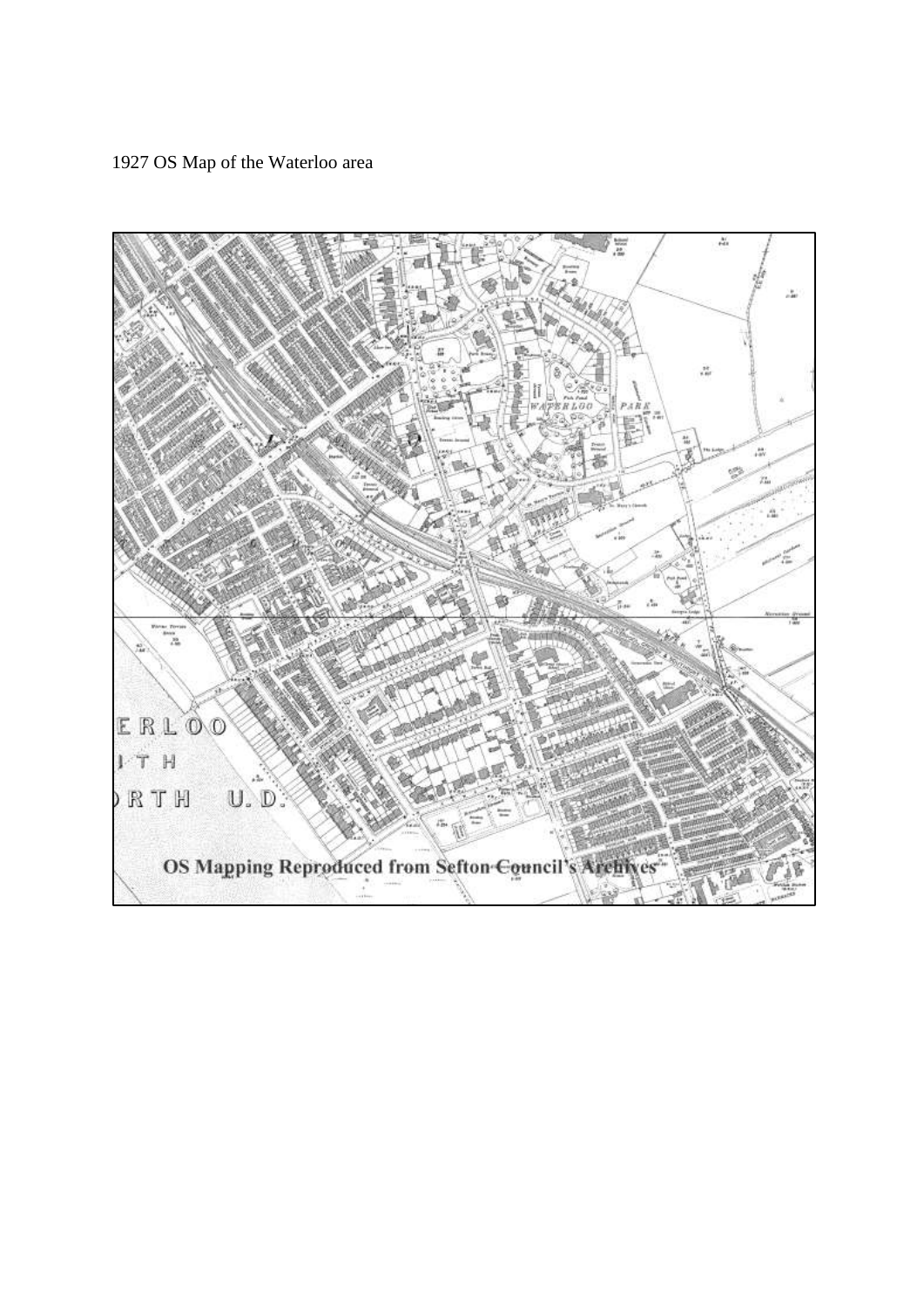1927 OS Map of the Waterloo area

OS Mapping Reproduced from Sefton Council's Archives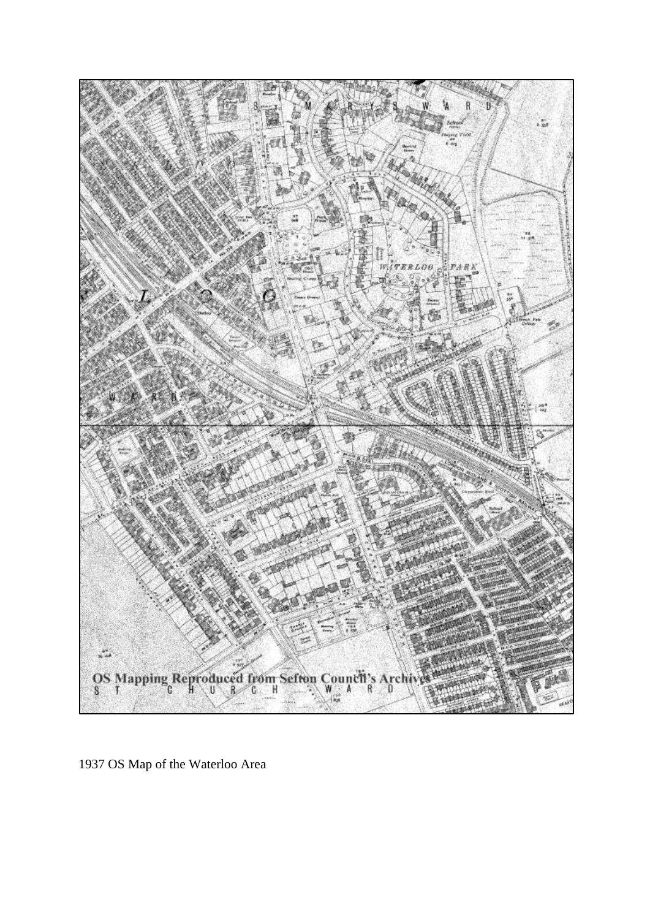1937 OS Map of the Waterloo Area